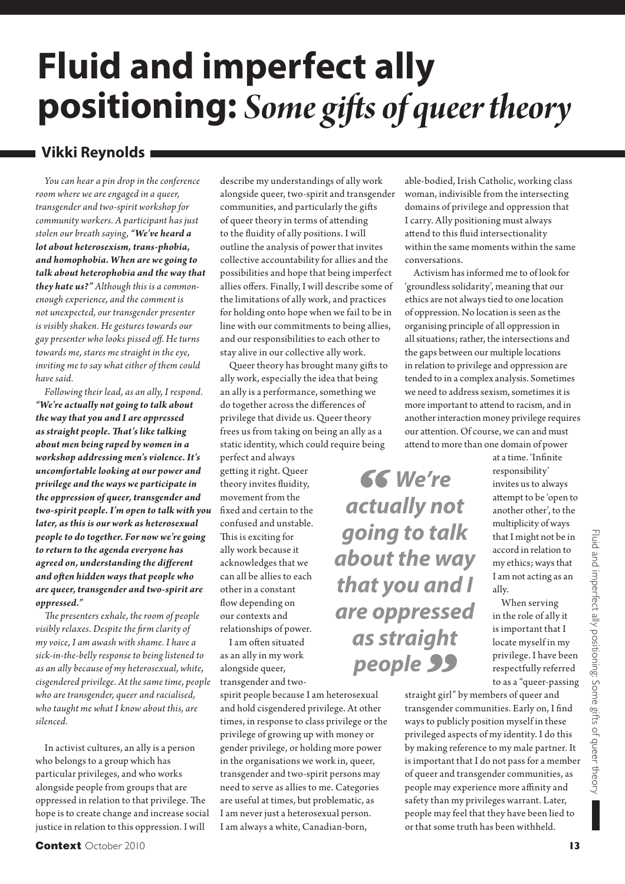# Fluid and imperfect ally positioning: *Some gifts of queer theory*

## Vikki Reynolds

*You can hear a pin drop in the conference room where we are engaged in a queer, transgender and two-spirit workshop for community workers. A participant has just stolen our breath saying,* ***"We've heard a lot about heterosexism, trans-phobia, and homophobia. When are we going to talk about heterophobia and the way that they hate us?"*** *Although this is a common-enough experience, and the comment is not unexpected, our transgender presenter is visibly shaken. He gestures towards our gay presenter who looks pissed off. He turns towards me, stares me straight in the eye, inviting me to say what either of them could have said.*

*Following their lead, as an ally, I respond.* ***"We're actually not going to talk about the way that you and I are oppressed as straight people. That's like talking about men being raped by women in a workshop addressing men's violence. It's uncomfortable looking at our power and privilege and the ways we participate in the oppression of queer, transgender and two-spirit people. I'm open to talk with you later, as this is our work as heterosexual people to do together. For now we're going to return to the agenda everyone has agreed on, understanding the different and often hidden ways that people who are queer, transgender and two-spirit are oppressed."***

*The presenters exhale, the room of people visibly relaxes. Despite the firm clarity of my voice, I am awash with shame. I have a sick-in-the-belly response to being listened to as an ally because of my heterosexual, white, cisgendered privilege. At the same time, people who are transgender, queer and racialised, who taught me what I know about this, are silenced.*

In activist cultures, an ally is a person who belongs to a group which has particular privileges, and who works alongside people from groups that are oppressed in relation to that privilege. The hope is to create change and increase social justice in relation to this oppression. I will describe my understandings of ally work alongside queer, two-spirit and transgender communities, and particularly the gifts of queer theory in terms of attending to the fluidity of ally positions. I will outline the analysis of power that invites collective accountability for allies and the possibilities and hope that being imperfect allies offers. Finally, I will describe some of the limitations of ally work, and practices for holding onto hope when we fail to be in line with our commitments to being allies, and our responsibilities to each other to stay alive in our collective ally work.

Queer theory has brought many gifts to ally work, especially the idea that being an ally is a performance, something we do together across the differences of privilege that divide us. Queer theory frees us from taking on being an ally as a static identity, which could require being perfect and always getting it right. Queer theory invites fluidity, movement from the fixed and certain to the confused and unstable. This is exciting for ally work because it acknowledges that we can all be allies to each other in a constant flow depending on our contexts and relationships of power.

> ***"We're actually not going to talk about the way that you and I are oppressed as straight people"***

I am often situated as an ally in my work alongside queer, transgender and two-spirit people because I am heterosexual and hold cisgendered privilege. At other times, in response to class privilege or the privilege of growing up with money or gender privilege, or holding more power in the organisations we work in, queer, transgender and two-spirit persons may need to serve as allies to me. Categories are useful at times, but problematic, as I am never just a heterosexual person. I am always a white, Canadian-born, able-bodied, Irish Catholic, working class woman, indivisible from the intersecting domains of privilege and oppression that I carry. Ally positioning must always attend to this fluid intersectionality within the same moments within the same conversations.

Activism has informed me to of look for 'groundless solidarity', meaning that our ethics are not always tied to one location of oppression. No location is seen as the organising principle of all oppression in all situations; rather, the intersections and the gaps between our multiple locations in relation to privilege and oppression are tended to in a complex analysis. Sometimes we need to address sexism, sometimes it is more important to attend to racism, and in another interaction money privilege requires our attention. Of course, we can and must attend to more than one domain of power at a time. 'Infinite responsibility' invites us to always attempt to be 'open to another other', to the multiplicity of ways that I might not be in accord in relation to my ethics; ways that I am not acting as an ally.

When serving in the role of ally it is important that I locate myself in my privilege. I have been respectfully referred to as a "queer-passing straight girl" by members of queer and transgender communities. Early on, I find ways to publicly position myself in these privileged aspects of my identity. I do this by making reference to my male partner. It is important that I do not pass for a member of queer and transgender communities, as people may experience more affinity and safety than my privileges warrant. Later, people may feel that they have been lied to or that some truth has been withheld.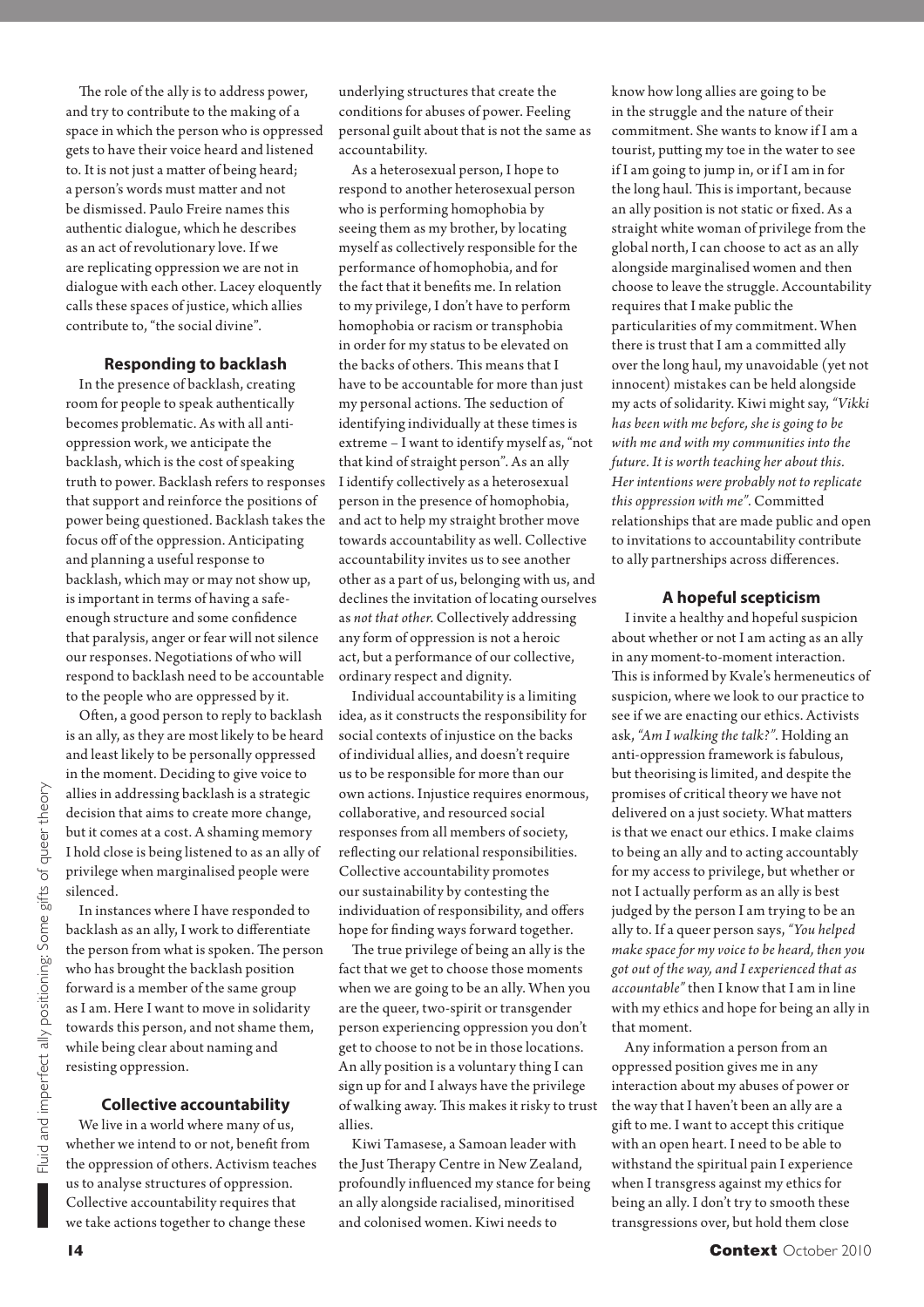The role of the ally is to address power, and try to contribute to the making of a space in which the person who is oppressed gets to have their voice heard and listened to. It is not just a matter of being heard; a person's words must matter and not be dismissed. Paulo Freire names this authentic dialogue, which he describes as an act of revolutionary love. If we are replicating oppression we are not in dialogue with each other. Lacey eloquently calls these spaces of justice, which allies contribute to, "the social divine".

### Responding to backlash

In the presence of backlash, creating room for people to speak authentically becomes problematic. As with all anti-oppression work, we anticipate the backlash, which is the cost of speaking truth to power. Backlash refers to responses that support and reinforce the positions of power being questioned. Backlash takes the focus off of the oppression. Anticipating and planning a useful response to backlash, which may or may not show up, is important in terms of having a safe-enough structure and some confidence that paralysis, anger or fear will not silence our responses. Negotiations of who will respond to backlash need to be accountable to the people who are oppressed by it.

Often, a good person to reply to backlash is an ally, as they are most likely to be heard and least likely to be personally oppressed in the moment. Deciding to give voice to allies in addressing backlash is a strategic decision that aims to create more change, but it comes at a cost. A shaming memory I hold close is being listened to as an ally of privilege when marginalised people were silenced.

In instances where I have responded to backlash as an ally, I work to differentiate the person from what is spoken. The person who has brought the backlash position forward is a member of the same group as I am. Here I want to move in solidarity towards this person, and not shame them, while being clear about naming and resisting oppression.

### Collective accountability

We live in a world where many of us, whether we intend to or not, benefit from the oppression of others. Activism teaches us to analyse structures of oppression. Collective accountability requires that we take actions together to change these underlying structures that create the conditions for abuses of power. Feeling personal guilt about that is not the same as accountability.

As a heterosexual person, I hope to respond to another heterosexual person who is performing homophobia by seeing them as my brother, by locating myself as collectively responsible for the performance of homophobia, and for the fact that it benefits me. In relation to my privilege, I don't have to perform homophobia or racism or transphobia in order for my status to be elevated on the backs of others. This means that I have to be accountable for more than just my personal actions. The seduction of identifying individually at these times is extreme – I want to identify myself as, "not that kind of straight person". As an ally I identify collectively as a heterosexual person in the presence of homophobia, and act to help my straight brother move towards accountability as well. Collective accountability invites us to see another other as a part of us, belonging with us, and declines the invitation of locating ourselves as *not that other.* Collectively addressing any form of oppression is not a heroic act, but a performance of our collective, ordinary respect and dignity.

Individual accountability is a limiting idea, as it constructs the responsibility for social contexts of injustice on the backs of individual allies, and doesn't require us to be responsible for more than our own actions. Injustice requires enormous, collaborative, and resourced social responses from all members of society, reflecting our relational responsibilities. Collective accountability promotes our sustainability by contesting the individuation of responsibility, and offers hope for finding ways forward together.

The true privilege of being an ally is the fact that we get to choose those moments when we are going to be an ally. When you are the queer, two-spirit or transgender person experiencing oppression you don't get to choose to not be in those locations. An ally position is a voluntary thing I can sign up for and I always have the privilege of walking away. This makes it risky to trust allies.

Kiwi Tamasese, a Samoan leader with the Just Therapy Centre in New Zealand, profoundly influenced my stance for being an ally alongside racialised, minoritised and colonised women. Kiwi needs to know how long allies are going to be in the struggle and the nature of their commitment. She wants to know if I am a tourist, putting my toe in the water to see if I am going to jump in, or if I am in for the long haul. This is important, because an ally position is not static or fixed. As a straight white woman of privilege from the global north, I can choose to act as an ally alongside marginalised women and then choose to leave the struggle. Accountability requires that I make public the particularities of my commitment. When there is trust that I am a committed ally over the long haul, my unavoidable (yet not innocent) mistakes can be held alongside my acts of solidarity. Kiwi might say, *"Vikki has been with me before, she is going to be with me and with my communities into the future. It is worth teaching her about this. Her intentions were probably not to replicate this oppression with me"*. Committed relationships that are made public and open to invitations to accountability contribute to ally partnerships across differences.

### A hopeful scepticism

I invite a healthy and hopeful suspicion about whether or not I am acting as an ally in any moment-to-moment interaction. This is informed by Kvale's hermeneutics of suspicion, where we look to our practice to see if we are enacting our ethics. Activists ask, *"Am I walking the talk?"*. Holding an anti-oppression framework is fabulous, but theorising is limited, and despite the promises of critical theory we have not delivered on a just society. What matters is that we enact our ethics. I make claims to being an ally and to acting accountably for my access to privilege, but whether or not I actually perform as an ally is best judged by the person I am trying to be an ally to. If a queer person says, *"You helped make space for my voice to be heard, then you got out of the way, and I experienced that as accountable"* then I know that I am in line with my ethics and hope for being an ally in that moment.

Any information a person from an oppressed position gives me in any interaction about my abuses of power or the way that I haven't been an ally are a gift to me. I want to accept this critique with an open heart. I need to be able to withstand the spiritual pain I experience when I transgress against my ethics for being an ally. I don't try to smooth these transgressions over, but hold them close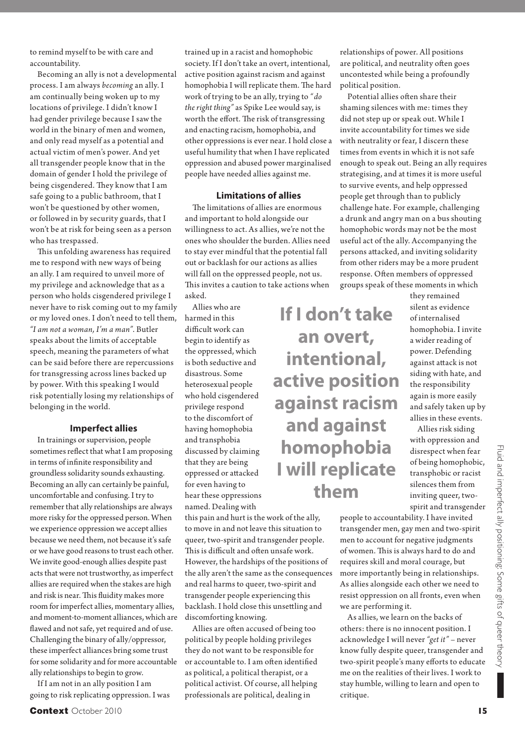to remind myself to be with care and accountability.

Becoming an ally is not a developmental process. I am always *becoming* an ally. I am continually being woken up to my locations of privilege. I didn't know I had gender privilege because I saw the world in the binary of men and women, and only read myself as a potential and actual victim of men's power. And yet all transgender people know that in the domain of gender I hold the privilege of being cisgendered. They know that I am safe going to a public bathroom, that I won't be questioned by other women, or followed in by security guards, that I won't be at risk for being seen as a person who has trespassed.

This unfolding awareness has required me to respond with new ways of being an ally. I am required to unveil more of my privilege and acknowledge that as a person who holds cisgendered privilege I never have to risk coming out to my family or my loved ones. I don't need to tell them, *"I am not a woman, I'm a man"*. Butler speaks about the limits of acceptable speech, meaning the parameters of what can be said before there are repercussions for transgressing across lines backed up by power. With this speaking I would risk potentially losing my relationships of belonging in the world.

### Imperfect allies

In trainings or supervision, people sometimes reflect that what I am proposing in terms of infinite responsibility and groundless solidarity sounds exhausting. Becoming an ally can certainly be painful, uncomfortable and confusing. I try to remember that ally relationships are always more risky for the oppressed person. When we experience oppression we accept allies because we need them, not because it's safe or we have good reasons to trust each other. We invite good-enough allies despite past acts that were not trustworthy, as imperfect allies are required when the stakes are high and risk is near. This fluidity makes more room for imperfect allies, momentary allies, and moment-to-moment alliances, which are flawed and not safe, yet required and of use. Challenging the binary of ally/oppressor, these imperfect alliances bring some trust for some solidarity and for more accountable ally relationships to begin to grow.

If I am not in an ally position I am going to risk replicating oppression. I was trained up in a racist and homophobic society. If I don't take an overt, intentional, active position against racism and against homophobia I will replicate them. The hard work of trying to be an ally, trying to *"do the right thing"* as Spike Lee would say, is worth the effort. The risk of transgressing and enacting racism, homophobia, and other oppressions is ever near. I hold close a useful humility that when I have replicated oppression and abused power marginalised people have needed allies against me.

### Limitations of allies

The limitations of allies are enormous and important to hold alongside our willingness to act. As allies, we're not the ones who shoulder the burden. Allies need to stay ever mindful that the potential fall out or backlash for our actions as allies will fall on the oppressed people, not us. This invites a caution to take actions when asked.

Allies who are harmed in this difficult work can begin to identify as the oppressed, which is both seductive and disastrous. Some heterosexual people who hold cisgendered privilege respond to the discomfort of having homophobia and transphobia discussed by claiming that they are being oppressed or attacked for even having to hear these oppressions named. Dealing with this pain and hurt is the work of the ally, to move in and not leave this situation to queer, two-spirit and transgender people. This is difficult and often unsafe work. However, the hardships of the positions of the ally aren't the same as the consequences and real harms to queer, two-spirit and transgender people experiencing this backlash. I hold close this unsettling and discomforting knowing.

**If I don't take an overt, intentional, active position against racism and against homophobia I will replicate them**

Allies are often accused of being too political by people holding privileges they do not want to be responsible for or accountable to. I am often identified as political, a political therapist, or a political activist. Of course, all helping professionals are political, dealing in relationships of power. All positions are political, and neutrality often goes uncontested while being a profoundly political position.

Potential allies often share their shaming silences with me: times they did not step up or speak out. While I invite accountability for times we side with neutrality or fear, I discern these times from events in which it is not safe enough to speak out. Being an ally requires strategising, and at times it is more useful to survive events, and help oppressed people get through than to publicly challenge hate. For example, challenging a drunk and angry man on a bus shouting homophobic words may not be the most useful act of the ally. Accompanying the persons attacked, and inviting solidarity from other riders may be a more prudent response. Often members of oppressed groups speak of these moments in which they remained silent as evidence of internalised homophobia. I invite a wider reading of power. Defending against attack is not siding with hate, and the responsibility again is more easily and safely taken up by allies in these events.

Allies risk siding with oppression and disrespect when fear of being homophobic, transphobic or racist silences them from inviting queer, two-spirit and transgender people to accountability. I have invited transgender men, gay men and two-spirit men to account for negative judgments of women. This is always hard to do and requires skill and moral courage, but more importantly being in relationships. As allies alongside each other we need to resist oppression on all fronts, even when we are performing it.

As allies, we learn on the backs of others: there is no innocent position. I acknowledge I will never *"get it"* – never know fully despite queer, transgender and two-spirit people's many efforts to educate me on the realities of their lives. I work to stay humble, willing to learn and open to critique.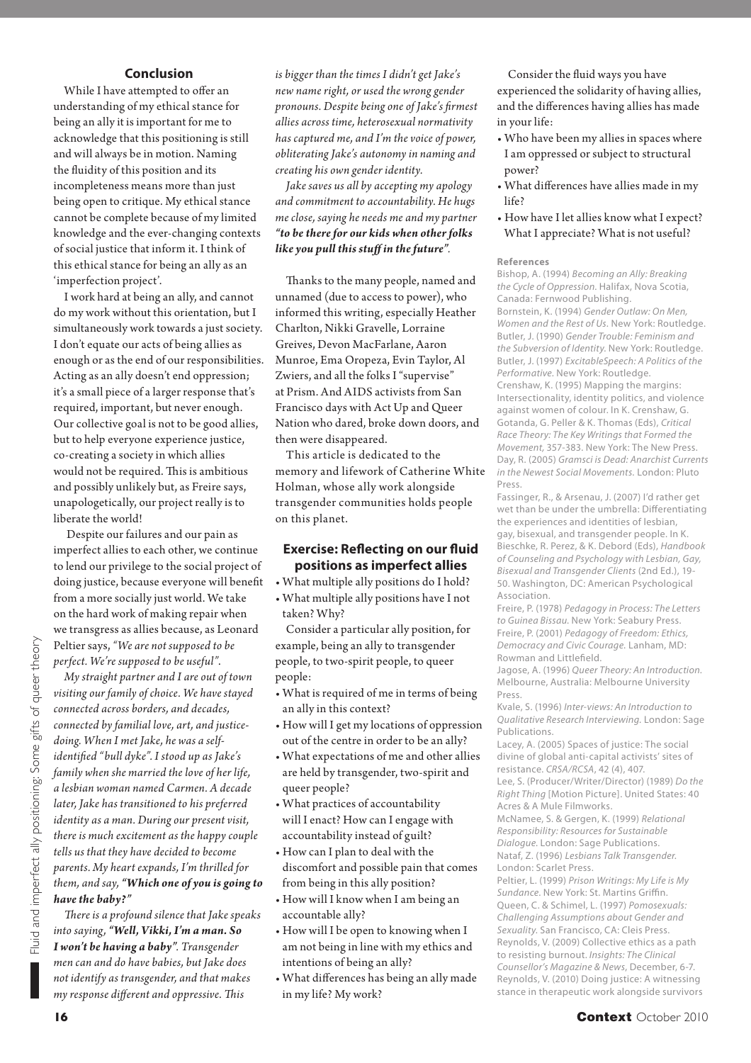## Conclusion

While I have attempted to offer an understanding of my ethical stance for being an ally it is important for me to acknowledge that this positioning is still and will always be in motion. Naming the fluidity of this position and its incompleteness means more than just being open to critique. My ethical stance cannot be complete because of my limited knowledge and the ever-changing contexts of social justice that inform it. I think of this ethical stance for being an ally as an 'imperfection project'.

I work hard at being an ally, and cannot do my work without this orientation, but I simultaneously work towards a just society. I don't equate our acts of being allies as enough or as the end of our responsibilities. Acting as an ally doesn't end oppression; it's a small piece of a larger response that's required, important, but never enough. Our collective goal is not to be good allies, but to help everyone experience justice, co-creating a society in which allies would not be required. This is ambitious and possibly unlikely but, as Freire says, unapologetically, our project really is to liberate the world!

Despite our failures and our pain as imperfect allies to each other, we continue to lend our privilege to the social project of doing justice, because everyone will benefit from a more socially just world. We take on the hard work of making repair when we transgress as allies because, as Leonard Peltier says, *"We are not supposed to be perfect. We're supposed to be useful"*.

*My straight partner and I are out of town visiting our family of choice. We have stayed connected across borders, and decades, connected by familial love, art, and justice-doing. When I met Jake, he was a self-identified "bull dyke". I stood up as Jake's family when she married the love of her life, a lesbian woman named Carmen. A decade later, Jake has transitioned to his preferred identity as a man. During our present visit, there is much excitement as the happy couple tells us that they have decided to become parents. My heart expands, I'm thrilled for them, and say, **"Which one of you is going to have the baby?"***

*There is a profound silence that Jake speaks into saying, **"Well, Vikki, I'm a man. So I won't be having a baby"**. Transgender men can and do have babies, but Jake does not identify as transgender, and that makes my response different and oppressive. This is bigger than the times I didn't get Jake's new name right, or used the wrong gender pronouns. Despite being one of Jake's firmest allies across time, heterosexual normativity has captured me, and I'm the voice of power, obliterating Jake's autonomy in naming and creating his own gender identity.*

*Jake saves us all by accepting my apology and commitment to accountability. He hugs me close, saying he needs me and my partner **"to be there for our kids when other folks like you pull this stuff in the future"**.*

Thanks to the many people, named and unnamed (due to access to power), who informed this writing, especially Heather Charlton, Nikki Gravelle, Lorraine Greives, Devon MacFarlane, Aaron Munroe, Ema Oropeza, Evin Taylor, Al Zwiers, and all the folks I "supervise" at Prism. And AIDS activists from San Francisco days with Act Up and Queer Nation who dared, broke down doors, and then were disappeared.

This article is dedicated to the memory and lifework of Catherine White Holman, whose ally work alongside transgender communities holds people on this planet.

## Exercise: Reflecting on our fluid positions as imperfect allies

- What multiple ally positions do I hold?
- What multiple ally positions have I not taken? Why?

Consider a particular ally position, for example, being an ally to transgender people, to two-spirit people, to queer people:

- What is required of me in terms of being an ally in this context?
- How will I get my locations of oppression out of the centre in order to be an ally?
- What expectations of me and other allies are held by transgender, two-spirit and queer people?
- What practices of accountability will I enact? How can I engage with accountability instead of guilt?
- How can I plan to deal with the discomfort and possible pain that comes from being in this ally position?
- How will I know when I am being an accountable ally?
- How will I be open to knowing when I am not being in line with my ethics and intentions of being an ally?
- What differences has being an ally made in my life? My work?

Consider the fluid ways you have experienced the solidarity of having allies, and the differences having allies has made in your life:

- Who have been my allies in spaces where I am oppressed or subject to structural power?
- What differences have allies made in my life?
- How have I let allies know what I expect? What I appreciate? What is not useful?

#### References

Bishop, A. (1994) *Becoming an Ally: Breaking the Cycle of Oppression.* Halifax, Nova Scotia, Canada: Fernwood Publishing.

Bornstein, K. (1994) *Gender Outlaw: On Men, Women and the Rest of Us.* New York: Routledge.

Butler, J. (1990) *Gender Trouble: Feminism and the Subversion of Identity.* New York: Routledge.

Butler, J. (1997) *ExcitableSpeech: A Politics of the Performative.* New York: Routledge.

Crenshaw, K. (1995) Mapping the margins: Intersectionality, identity politics, and violence against women of colour. In K. Crenshaw, G. Gotanda, G. Peller & K. Thomas (Eds), *Critical Race Theory: The Key Writings that Formed the Movement,* 357-383. New York: The New Press.

Day, R. (2005) *Gramsci is Dead: Anarchist Currents in the Newest Social Movements.* London: Pluto Press.

Fassinger, R., & Arsenau, J. (2007) I'd rather get wet than be under the umbrella: Differentiating the experiences and identities of lesbian, gay, bisexual, and transgender people. In K. Bieschke, R. Perez, & K. Debord (Eds), *Handbook of Counseling and Psychology with Lesbian, Gay, Bisexual and Transgender Clients* (2nd Ed.), 19-50. Washington, DC: American Psychological Association.

Freire, P. (1978) *Pedagogy in Process: The Letters to Guinea Bissau.* New York: Seabury Press.

Freire, P. (2001) *Pedagogy of Freedom: Ethics, Democracy and Civic Courage.* Lanham, MD: Rowman and Littlefield.

Jagose, A. (1996) *Queer Theory: An Introduction.* Melbourne, Australia: Melbourne University Press.

Kvale, S. (1996) *Inter-views: An Introduction to Qualitative Research Interviewing.* London: Sage Publications.

Lacey, A. (2005) Spaces of justice: The social divine of global anti-capital activists' sites of resistance. *CRSA/RCSA*, 42 (4), 407.

Lee, S. (Producer/Writer/Director) (1989) *Do the Right Thing* [Motion Picture]. United States: 40 Acres & A Mule Filmworks.

McNamee, S. & Gergen, K. (1999) *Relational Responsibility: Resources for Sustainable Dialogue.* London: Sage Publications.

Nataf, Z. (1996) *Lesbians Talk Transgender.* London: Scarlet Press.

Peltier, L. (1999) *Prison Writings: My Life is My Sundance.* New York: St. Martins Griffin.

Queen, C. & Schimel, L. (1997) *Pomosexuals: Challenging Assumptions about Gender and Sexuality.* San Francisco, CA: Cleis Press.

Reynolds, V. (2009) Collective ethics as a path to resisting burnout. *Insights: The Clinical Counsellor's Magazine & News*, December, 6-7.

Reynolds, V. (2010) Doing justice: A witnessing stance in therapeutic work alongside survivors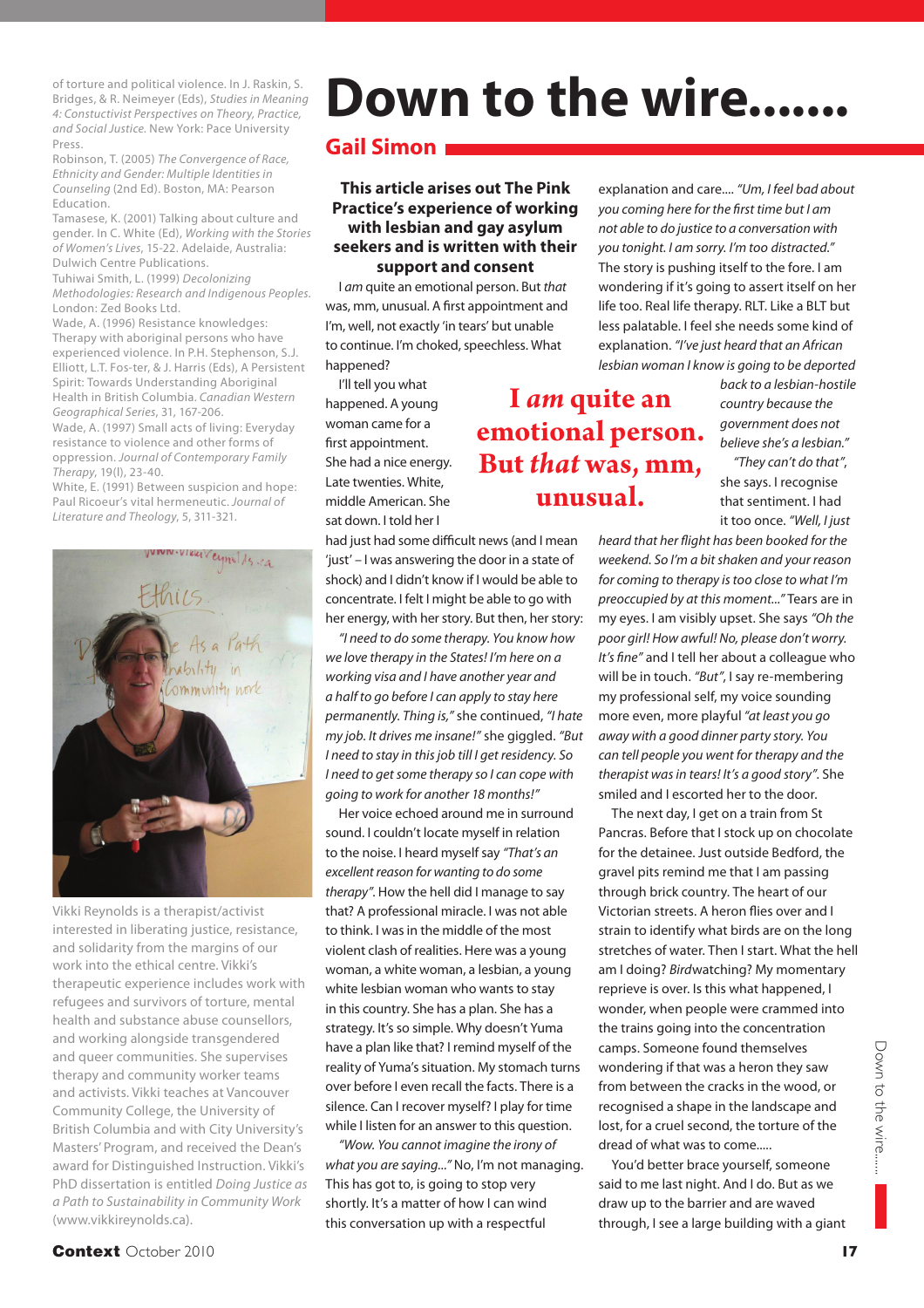of torture and political violence. In J. Raskin, S. Bridges, & R. Neimeyer (Eds), *Studies in Meaning 4: Constuctivist Perspectives on Theory, Practice, and Social Justice.* New York: Pace University Press.

Robinson, T. (2005) *The Convergence of Race, Ethnicity and Gender: Multiple Identities in Counseling* (2nd Ed). Boston, MA: Pearson Education.

Tamasese, K. (2001) Talking about culture and gender. In C. White (Ed), *Working with the Stories of Women's Lives*, 15-22. Adelaide, Australia: Dulwich Centre Publications.

Tuhiwai Smith, L. (1999) *Decolonizing Methodologies: Research and Indigenous Peoples.* London: Zed Books Ltd.

Wade, A. (1996) Resistance knowledges: Therapy with aboriginal persons who have experienced violence. In P.H. Stephenson, S.J. Elliott, L.T. Fos-ter, & J. Harris (Eds), A Persistent Spirit: Towards Understanding Aboriginal Health in British Columbia. *Canadian Western Geographical Series*, 31, 167-206.

Wade, A. (1997) Small acts of living: Everyday resistance to violence and other forms of oppression. *Journal of Contemporary Family Therapy*, 19(I), 23-40.

White, E. (1991) Between suspicion and hope: Paul Ricoeur's vital hermeneutic. *Journal of Literature and Theology*, 5, 311-321.

Vikki Reynolds is a therapist/activist interested in liberating justice, resistance, and solidarity from the margins of our work into the ethical centre. Vikki's therapeutic experience includes work with refugees and survivors of torture, mental health and substance abuse counsellors, and working alongside transgendered and queer communities. She supervises therapy and community worker teams and activists. Vikki teaches at Vancouver Community College, the University of British Columbia and with City University's Masters' Program, and received the Dean's award for Distinguished Instruction. Vikki's PhD dissertation is entitled *Doing Justice as a Path to Sustainability in Community Work* (www.vikkireynolds.ca).

# Down to the wire.......

## Gail Simon

**This article arises out The Pink Practice's experience of working with lesbian and gay asylum seekers and is written with their support and consent**

I *am* quite an emotional person. But *that* was, mm, unusual. A first appointment and I'm, well, not exactly 'in tears' but unable to continue. I'm choked, speechless. What happened?

I'll tell you what happened. A young woman came for a first appointment. She had a nice energy. Late twenties. White, middle American. She sat down. I told her I had just had some difficult news (and I mean 'just' – I was answering the door in a state of shock) and I didn't know if I would be able to concentrate. I felt I might be able to go with her energy, with her story. But then, her story:

*"I need to do some therapy. You know how we love therapy in the States! I'm here on a working visa and I have another year and a half to go before I can apply to stay here permanently. Thing is,"* she continued, *"I hate my job. It drives me insane!"* she giggled. *"But I need to stay in this job till I get residency. So I need to get some therapy so I can cope with going to work for another 18 months!"*

Her voice echoed around me in surround sound. I couldn't locate myself in relation to the noise. I heard myself say *"That's an excellent reason for wanting to do some therapy"*. How the hell did I manage to say that? A professional miracle. I was not able to think. I was in the middle of the most violent clash of realities. Here was a young woman, a white woman, a lesbian, a young white lesbian woman who wants to stay in this country. She has a plan. She has a strategy. It's so simple. Why doesn't Yuma have a plan like that? I remind myself of the reality of Yuma's situation. My stomach turns over before I even recall the facts. There is a silence. Can I recover myself? I play for time while I listen for an answer to this question.

*"Wow. You cannot imagine the irony of what you are saying..."* No, I'm not managing. This has got to, is going to stop very shortly. It's a matter of how I can wind this conversation up with a respectful explanation and care.... *"Um, I feel bad about you coming here for the first time but I am not able to do justice to a conversation with you tonight. I am sorry. I'm too distracted."* The story is pushing itself to the fore. I am wondering if it's going to assert itself on her life too. Real life therapy. RLT. Like a BLT but less palatable. I feel she needs some kind of explanation. *"I've just heard that an African lesbian woman I know is going to be deported back to a lesbian-hostile country because the government does not believe she's a lesbian."*

> I *am* quite an emotional person. But *that* was, mm, unusual.

*"They can't do that"*, she says. I recognise that sentiment. I had it too once. *"Well, I just heard that her flight has been booked for the weekend. So I'm a bit shaken and your reason for coming to therapy is too close to what I'm preoccupied by at this moment..."* Tears are in my eyes. I am visibly upset. She says *"Oh the poor girl! How awful! No, please don't worry. It's fine"* and I tell her about a colleague who will be in touch. *"But"*, I say re-membering my professional self, my voice sounding more even, more playful *"at least you go away with a good dinner party story. You can tell people you went for therapy and the therapist was in tears! It's a good story"*. She smiled and I escorted her to the door.

The next day, I get on a train from St Pancras. Before that I stock up on chocolate for the detainee. Just outside Bedford, the gravel pits remind me that I am passing through brick country. The heart of our Victorian streets. A heron flies over and I strain to identify what birds are on the long stretches of water. Then I start. What the hell am I doing? *Bird*watching? My momentary reprieve is over. Is this what happened, I wonder, when people were crammed into the trains going into the concentration camps. Someone found themselves wondering if that was a heron they saw from between the cracks in the wood, or recognised a shape in the landscape and lost, for a cruel second, the torture of the dread of what was to come.....

You'd better brace yourself, someone said to me last night. And I do. But as we draw up to the barrier and are waved through, I see a large building with a giant